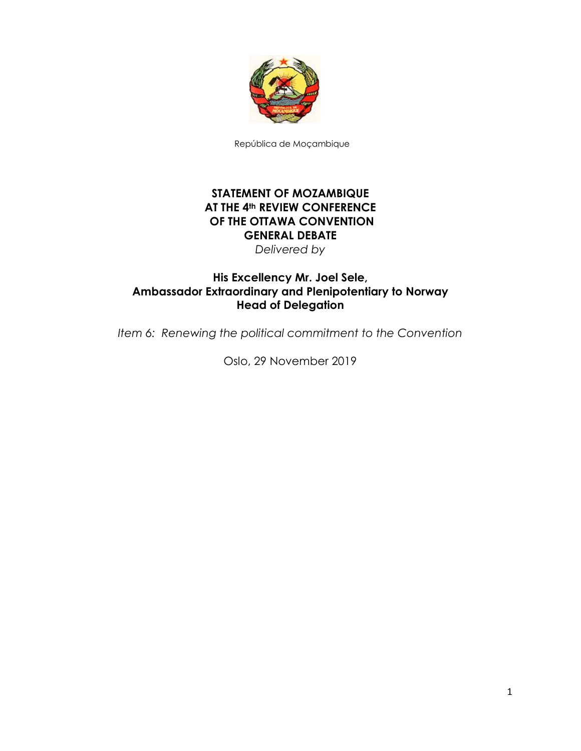República de Moçambique

# STATEMENT OF MOZAMBIQUE AT THE 4th REVIEW CONFERENCE OF THE OTTAWA CONVENTION GENERAL DEBATE

*Delivered by*

**His Excellency Mr. Joel Sele,**
**Ambassador Extraordinary and Plenipotentiary to Norway**
**Head of Delegation**

*Item 6: Renewing the political commitment to the Convention*

Oslo, 29 November 2019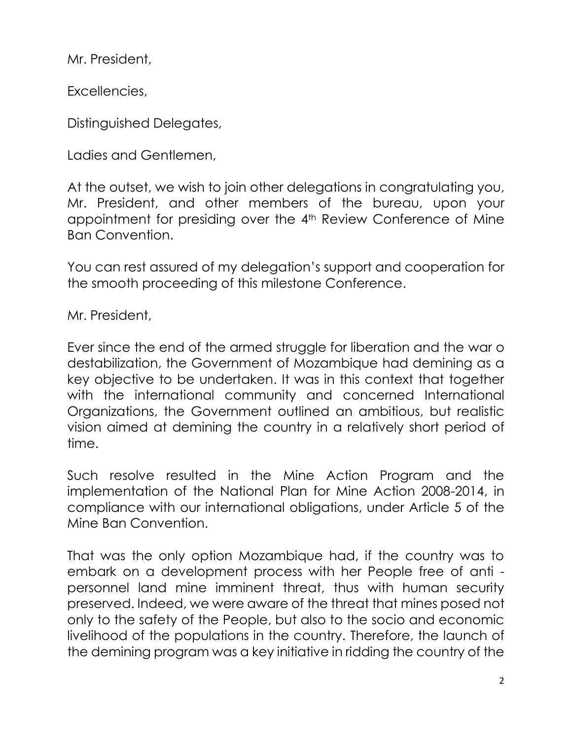Mr. President,

Excellencies,

Distinguished Delegates,

Ladies and Gentlemen,

At the outset, we wish to join other delegations in congratulating you, Mr. President, and other members of the bureau, upon your appointment for presiding over the 4th Review Conference of Mine Ban Convention.

You can rest assured of my delegation's support and cooperation for the smooth proceeding of this milestone Conference.

Mr. President,

Ever since the end of the armed struggle for liberation and the war o destabilization, the Government of Mozambique had demining as a key objective to be undertaken. It was in this context that together with the international community and concerned International Organizations, the Government outlined an ambitious, but realistic vision aimed at demining the country in a relatively short period of time.

Such resolve resulted in the Mine Action Program and the implementation of the National Plan for Mine Action 2008-2014, in compliance with our international obligations, under Article 5 of the Mine Ban Convention.

That was the only option Mozambique had, if the country was to embark on a development process with her People free of anti - personnel land mine imminent threat, thus with human security preserved. Indeed, we were aware of the threat that mines posed not only to the safety of the People, but also to the socio and economic livelihood of the populations in the country. Therefore, the launch of the demining program was a key initiative in ridding the country of the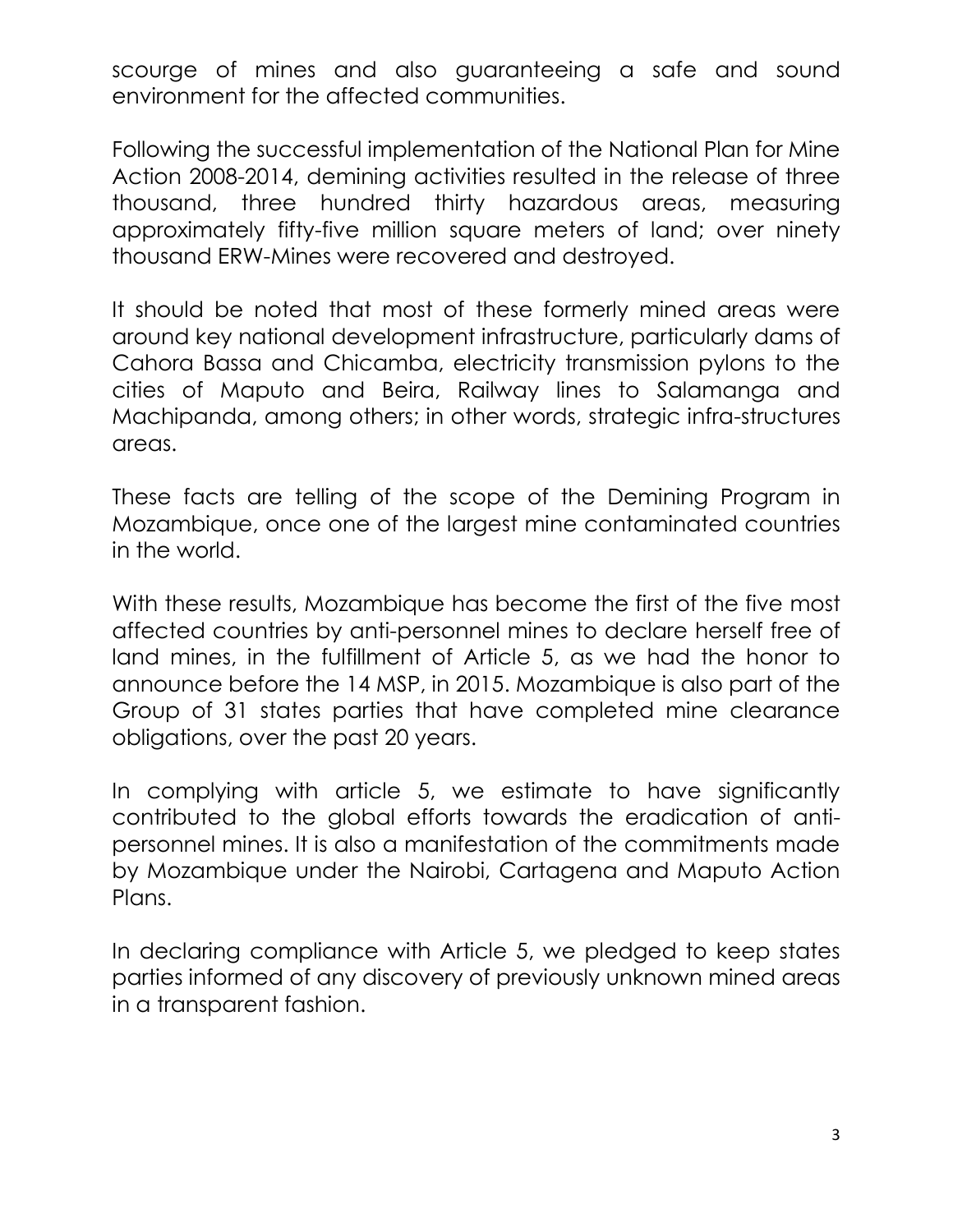scourge of mines and also guaranteeing a safe and sound environment for the affected communities.

Following the successful implementation of the National Plan for Mine Action 2008-2014, demining activities resulted in the release of three thousand, three hundred thirty hazardous areas, measuring approximately fifty-five million square meters of land; over ninety thousand ERW-Mines were recovered and destroyed.

It should be noted that most of these formerly mined areas were around key national development infrastructure, particularly dams of Cahora Bassa and Chicamba, electricity transmission pylons to the cities of Maputo and Beira, Railway lines to Salamanga and Machipanda, among others; in other words, strategic infra-structures areas.

These facts are telling of the scope of the Demining Program in Mozambique, once one of the largest mine contaminated countries in the world.

With these results, Mozambique has become the first of the five most affected countries by anti-personnel mines to declare herself free of land mines, in the fulfillment of Article 5, as we had the honor to announce before the 14 MSP, in 2015. Mozambique is also part of the Group of 31 states parties that have completed mine clearance obligations, over the past 20 years.

In complying with article 5, we estimate to have significantly contributed to the global efforts towards the eradication of anti-personnel mines. It is also a manifestation of the commitments made by Mozambique under the Nairobi, Cartagena and Maputo Action Plans.

In declaring compliance with Article 5, we pledged to keep states parties informed of any discovery of previously unknown mined areas in a transparent fashion.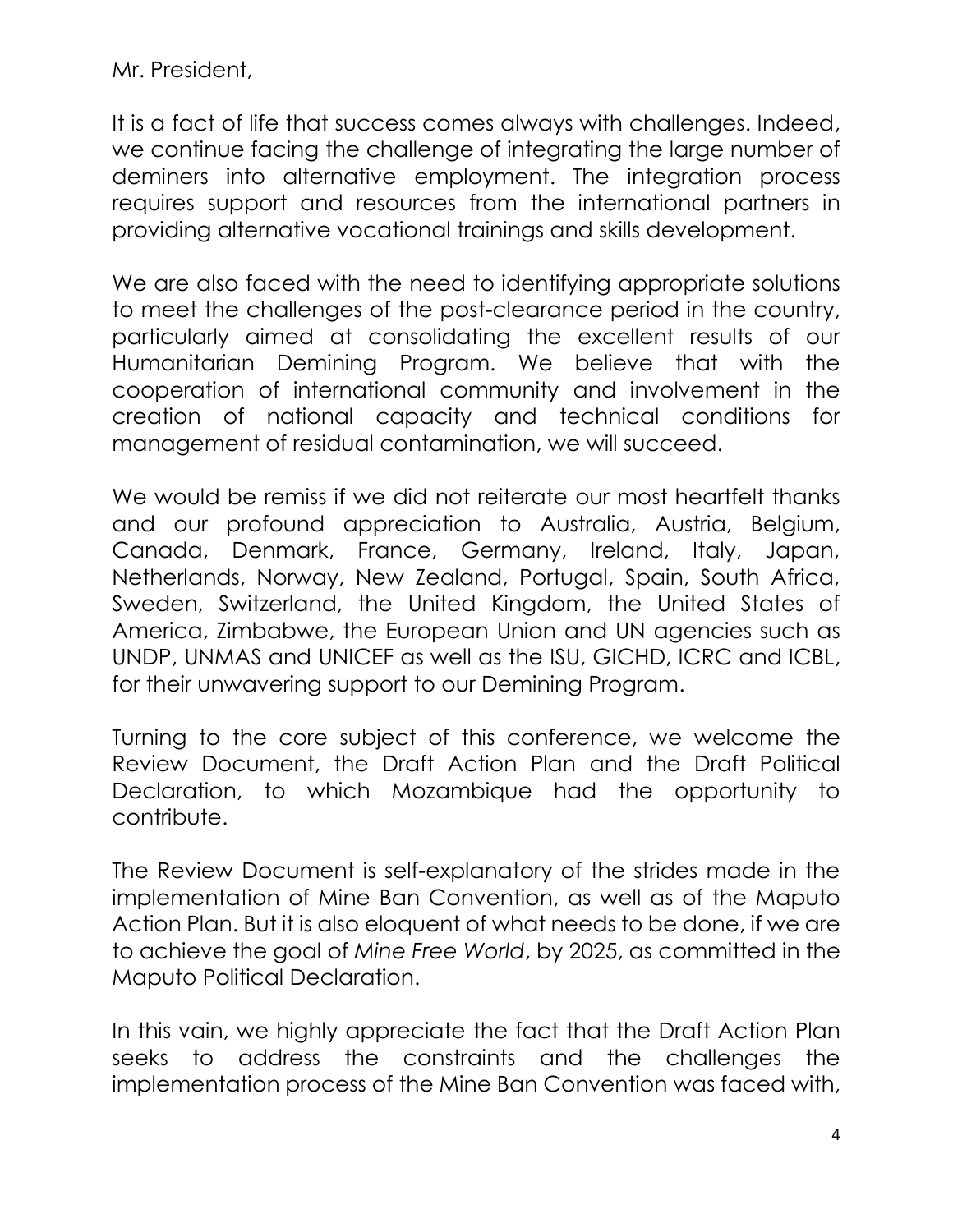Mr. President,

It is a fact of life that success comes always with challenges. Indeed, we continue facing the challenge of integrating the large number of deminers into alternative employment. The integration process requires support and resources from the international partners in providing alternative vocational trainings and skills development.

We are also faced with the need to identifying appropriate solutions to meet the challenges of the post-clearance period in the country, particularly aimed at consolidating the excellent results of our Humanitarian Demining Program. We believe that with the cooperation of international community and involvement in the creation of national capacity and technical conditions for management of residual contamination, we will succeed.

We would be remiss if we did not reiterate our most heartfelt thanks and our profound appreciation to Australia, Austria, Belgium, Canada, Denmark, France, Germany, Ireland, Italy, Japan, Netherlands, Norway, New Zealand, Portugal, Spain, South Africa, Sweden, Switzerland, the United Kingdom, the United States of America, Zimbabwe, the European Union and UN agencies such as UNDP, UNMAS and UNICEF as well as the ISU, GICHD, ICRC and ICBL, for their unwavering support to our Demining Program.

Turning to the core subject of this conference, we welcome the Review Document, the Draft Action Plan and the Draft Political Declaration, to which Mozambique had the opportunity to contribute.

The Review Document is self-explanatory of the strides made in the implementation of Mine Ban Convention, as well as of the Maputo Action Plan. But it is also eloquent of what needs to be done, if we are to achieve the goal of *Mine Free World*, by 2025, as committed in the Maputo Political Declaration.

In this vain, we highly appreciate the fact that the Draft Action Plan seeks to address the constraints and the challenges the implementation process of the Mine Ban Convention was faced with,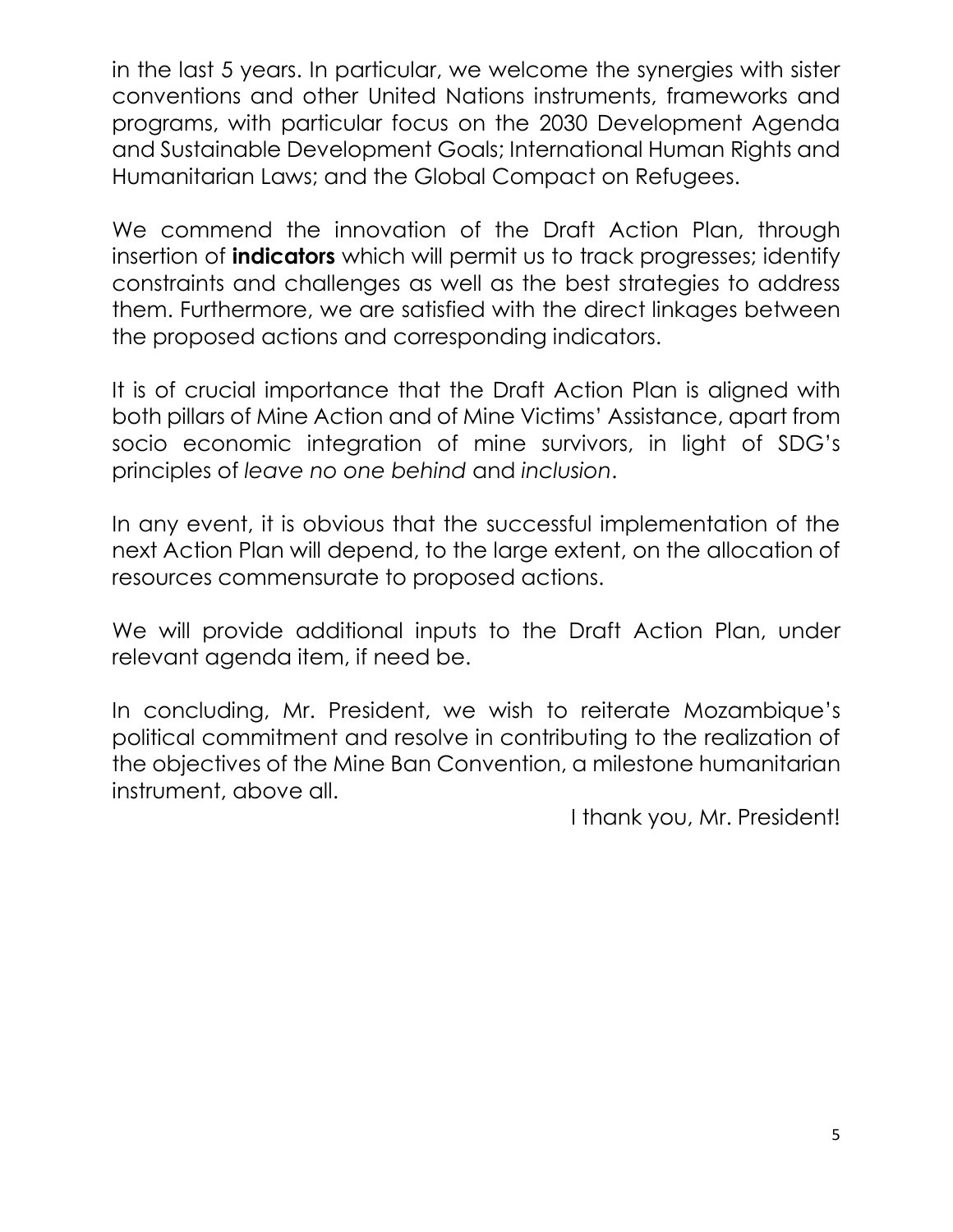in the last 5 years. In particular, we welcome the synergies with sister conventions and other United Nations instruments, frameworks and programs, with particular focus on the 2030 Development Agenda and Sustainable Development Goals; International Human Rights and Humanitarian Laws; and the Global Compact on Refugees.

We commend the innovation of the Draft Action Plan, through insertion of **indicators** which will permit us to track progresses; identify constraints and challenges as well as the best strategies to address them. Furthermore, we are satisfied with the direct linkages between the proposed actions and corresponding indicators.

It is of crucial importance that the Draft Action Plan is aligned with both pillars of Mine Action and of Mine Victims' Assistance, apart from socio economic integration of mine survivors, in light of SDG's principles of *leave no one behind* and *inclusion*.

In any event, it is obvious that the successful implementation of the next Action Plan will depend, to the large extent, on the allocation of resources commensurate to proposed actions.

We will provide additional inputs to the Draft Action Plan, under relevant agenda item, if need be.

In concluding, Mr. President, we wish to reiterate Mozambique's political commitment and resolve in contributing to the realization of the objectives of the Mine Ban Convention, a milestone humanitarian instrument, above all.

I thank you, Mr. President!